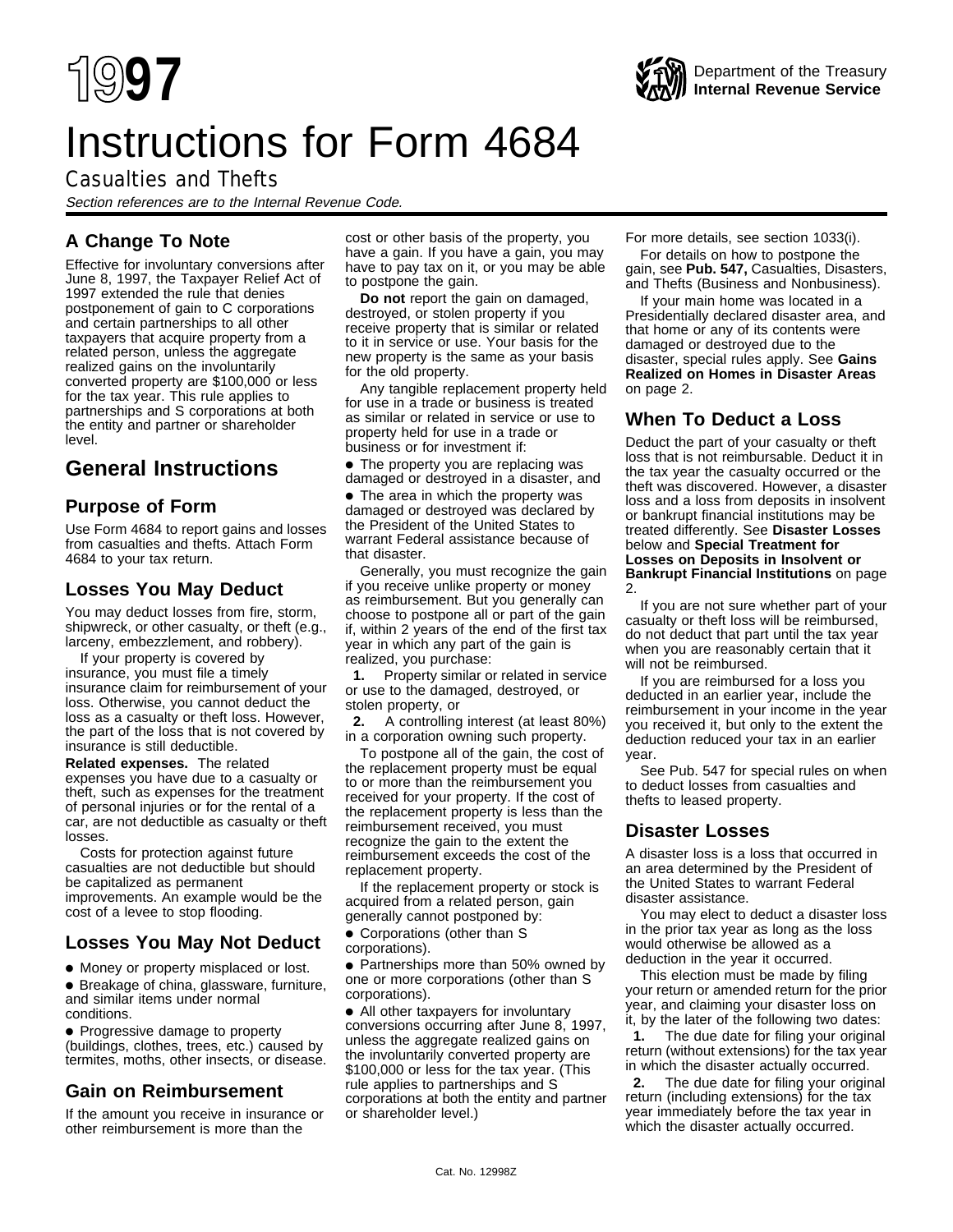# 1997

Department of the Treasury
**Internal Revenue Service**

# Instructions for Form 4684

## Casualties and Thefts

*Section references are to the Internal Revenue Code.*

## A Change To Note

Effective for involuntary conversions after June 8, 1997, the Taxpayer Relief Act of 1997 extended the rule that denies postponement of gain to C corporations and certain partnerships to all other taxpayers that acquire property from a related person, unless the aggregate realized gains on the involuntarily converted property are $100,000 or less for the tax year. This rule applies to partnerships and S corporations at both the entity and partner or shareholder level.

# General Instructions

## Purpose of Form

Use Form 4684 to report gains and losses from casualties and thefts. Attach Form 4684 to your tax return.

## Losses You May Deduct

You may deduct losses from fire, storm, shipwreck, or other casualty, or theft (e.g., larceny, embezzlement, and robbery).

If your property is covered by insurance, you must file a timely insurance claim for reimbursement of your loss. Otherwise, you cannot deduct the loss as a casualty or theft loss. However, the part of the loss that is not covered by insurance is still deductible.

**Related expenses.** The related expenses you have due to a casualty or theft, such as expenses for the treatment of personal injuries or for the rental of a car, are not deductible as casualty or theft losses.

Costs for protection against future casualties are not deductible but should be capitalized as permanent improvements. An example would be the cost of a levee to stop flooding.

## Losses You May Not Deduct

- Money or property misplaced or lost.
- Breakage of china, glassware, furniture, and similar items under normal conditions.
- Progressive damage to property (buildings, clothes, trees, etc.) caused by termites, moths, other insects, or disease.

## Gain on Reimbursement

If the amount you receive in insurance or other reimbursement is more than the cost or other basis of the property, you have a gain. If you have a gain, you may have to pay tax on it, or you may be able to postpone the gain.

**Do not** report the gain on damaged, destroyed, or stolen property if you receive property that is similar or related to it in service or use. Your basis for the new property is the same as your basis for the old property.

Any tangible replacement property held for use in a trade or business is treated as similar or related in service or use to property held for use in a trade or business or for investment if:

- The property you are replacing was damaged or destroyed in a disaster, and
- The area in which the property was damaged or destroyed was declared by the President of the United States to warrant Federal assistance because of that disaster.

Generally, you must recognize the gain if you receive unlike property or money as reimbursement. But you generally can choose to postpone all or part of the gain if, within 2 years of the end of the first tax year in which any part of the gain is realized, you purchase:

**1.** Property similar or related in service or use to the damaged, destroyed, or stolen property, or

**2.** A controlling interest (at least 80%) in a corporation owning such property.

To postpone all of the gain, the cost of the replacement property must be equal to or more than the reimbursement you received for your property. If the cost of the replacement property is less than the reimbursement received, you must recognize the gain to the extent the reimbursement exceeds the cost of the replacement property.

If the replacement property or stock is acquired from a related person, gain generally cannot postponed by:

- Corporations (other than S corporations).
- Partnerships more than 50% owned by one or more corporations (other than S corporations).
- All other taxpayers for involuntary conversions occurring after June 8, 1997, unless the aggregate realized gains on the involuntarily converted property are $100,000 or less for the tax year. (This rule applies to partnerships and S corporations at both the entity and partner or shareholder level.)

For more details, see section 1033(i).

For details on how to postpone the gain, see **Pub. 547,** Casualties, Disasters, and Thefts (Business and Nonbusiness).

If your main home was located in a Presidentially declared disaster area, and that home or any of its contents were damaged or destroyed due to the disaster, special rules apply. See **Gains Realized on Homes in Disaster Areas** on page 2.

## When To Deduct a Loss

Deduct the part of your casualty or theft loss that is not reimbursable. Deduct it in the tax year the casualty occurred or the theft was discovered. However, a disaster loss and a loss from deposits in insolvent or bankrupt financial institutions may be treated differently. See **Disaster Losses** below and **Special Treatment for Losses on Deposits in Insolvent or Bankrupt Financial Institutions** on page 2.

If you are not sure whether part of your casualty or theft loss will be reimbursed, do not deduct that part until the tax year when you are reasonably certain that it will not be reimbursed.

If you are reimbursed for a loss you deducted in an earlier year, include the reimbursement in your income in the year you received it, but only to the extent the deduction reduced your tax in an earlier year.

See Pub. 547 for special rules on when to deduct losses from casualties and thefts to leased property.

## Disaster Losses

A disaster loss is a loss that occurred in an area determined by the President of the United States to warrant Federal disaster assistance.

You may elect to deduct a disaster loss in the prior tax year as long as the loss would otherwise be allowed as a deduction in the year it occurred.

This election must be made by filing your return or amended return for the prior year, and claiming your disaster loss on it, by the later of the following two dates:

**1.** The due date for filing your original return (without extensions) for the tax year in which the disaster actually occurred.

**2.** The due date for filing your original return (including extensions) for the tax year immediately before the tax year in which the disaster actually occurred.

Cat. No. 12998Z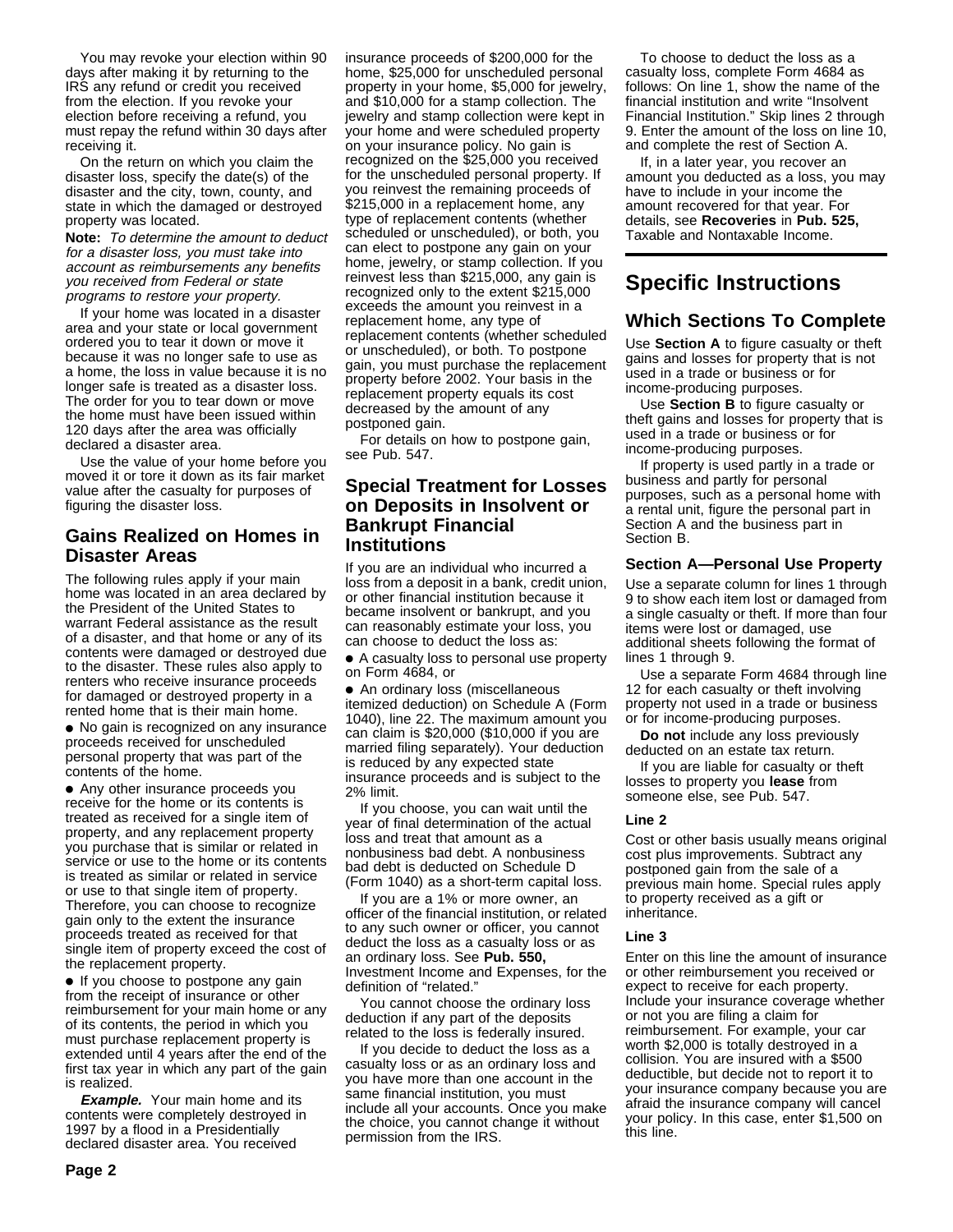You may revoke your election within 90 days after making it by returning to the IRS any refund or credit you received from the election. If you revoke your election before receiving a refund, you must repay the refund within 30 days after receiving it.

On the return on which you claim the disaster loss, specify the date(s) of the disaster and the city, town, county, and state in which the damaged or destroyed property was located.

**Note:** *To determine the amount to deduct for a disaster loss, you must take into account as reimbursements any benefits you received from Federal or state programs to restore your property.*

If your home was located in a disaster area and your state or local government ordered you to tear it down or move it because it was no longer safe to use as a home, the loss in value because it is no longer safe is treated as a disaster loss. The order for you to tear down or move the home must have been issued within 120 days after the area was officially declared a disaster area.

Use the value of your home before you moved it or tore it down as its fair market value after the casualty for purposes of figuring the disaster loss.

### Gains Realized on Homes in Disaster Areas

The following rules apply if your main home was located in an area declared by the President of the United States to warrant Federal assistance as the result of a disaster, and that home or any of its contents were damaged or destroyed due to the disaster. These rules also apply to renters who receive insurance proceeds for damaged or destroyed property in a rented home that is their main home.

- No gain is recognized on any insurance proceeds received for unscheduled personal property that was part of the contents of the home.
- Any other insurance proceeds you receive for the home or its contents is treated as received for a single item of property, and any replacement property you purchase that is similar or related in service or use to the home or its contents is treated as similar or related in service or use to that single item of property. Therefore, you can choose to recognize gain only to the extent the insurance proceeds treated as received for that single item of property exceed the cost of the replacement property.
- If you choose to postpone any gain from the receipt of insurance or other reimbursement for your main home or any of its contents, the period in which you must purchase replacement property is extended until 4 years after the end of the first tax year in which any part of the gain is realized.

***Example.*** Your main home and its contents were completely destroyed in 1997 by a flood in a Presidentially declared disaster area. You received insurance proceeds of $200,000 for the home, $25,000 for unscheduled personal property in your home, $5,000 for jewelry, and $10,000 for a stamp collection. The jewelry and stamp collection were kept in your home and were scheduled property on your insurance policy. No gain is recognized on the $25,000 you received for the unscheduled personal property. If you reinvest the remaining proceeds of $215,000 in a replacement home, any type of replacement contents (whether scheduled or unscheduled), or both, you can elect to postpone any gain on your home, jewelry, or stamp collection. If you reinvest less than $215,000, any gain is recognized only to the extent $215,000 exceeds the amount you reinvest in a replacement home, any type of replacement contents (whether scheduled or unscheduled), or both. To postpone gain, you must purchase the replacement property before 2002. Your basis in the replacement property equals its cost decreased by the amount of any postponed gain.

For details on how to postpone gain, see Pub. 547.

### Special Treatment for Losses on Deposits in Insolvent or Bankrupt Financial Institutions

If you are an individual who incurred a loss from a deposit in a bank, credit union, or other financial institution because it became insolvent or bankrupt, and you can reasonably estimate your loss, you can choose to deduct the loss as:

- A casualty loss to personal use property on Form 4684, or
- An ordinary loss (miscellaneous itemized deduction) on Schedule A (Form 1040), line 22. The maximum amount you can claim is $20,000 ($10,000 if you are married filing separately). Your deduction is reduced by any expected state insurance proceeds and is subject to the 2% limit.

If you choose, you can wait until the year of final determination of the actual loss and treat that amount as a nonbusiness bad debt. A nonbusiness bad debt is deducted on Schedule D (Form 1040) as a short-term capital loss.

If you are a 1% or more owner, an officer of the financial institution, or related to any such owner or officer, you cannot deduct the loss as a casualty loss or as an ordinary loss. See **Pub. 550,** Investment Income and Expenses, for the definition of "related."

You cannot choose the ordinary loss deduction if any part of the deposits related to the loss is federally insured.

If you decide to deduct the loss as a casualty loss or as an ordinary loss and you have more than one account in the same financial institution, you must include all your accounts. Once you make the choice, you cannot change it without permission from the IRS.

To choose to deduct the loss as a casualty loss, complete Form 4684 as follows: On line 1, show the name of the financial institution and write "Insolvent Financial Institution." Skip lines 2 through 9. Enter the amount of the loss on line 10, and complete the rest of Section A.

If, in a later year, you recover an amount you deducted as a loss, you may have to include in your income the amount recovered for that year. For details, see **Recoveries** in **Pub. 525,** Taxable and Nontaxable Income.

## Specific Instructions

### Which Sections To Complete

Use **Section A** to figure casualty or theft gains and losses for property that is not used in a trade or business or for income-producing purposes.

Use **Section B** to figure casualty or theft gains and losses for property that is used in a trade or business or for income-producing purposes.

If property is used partly in a trade or business and partly for personal purposes, such as a personal home with a rental unit, figure the personal part in Section A and the business part in Section B.

#### Section A—Personal Use Property

Use a separate column for lines 1 through 9 to show each item lost or damaged from a single casualty or theft. If more than four items were lost or damaged, use additional sheets following the format of lines 1 through 9.

Use a separate Form 4684 through line 12 for each casualty or theft involving property not used in a trade or business or for income-producing purposes.

**Do not** include any loss previously deducted on an estate tax return.

If you are liable for casualty or theft losses to property you **lease** from someone else, see Pub. 547.

#### Line 2

Cost or other basis usually means original cost plus improvements. Subtract any postponed gain from the sale of a previous main home. Special rules apply to property received as a gift or inheritance.

#### Line 3

Enter on this line the amount of insurance or other reimbursement you received or expect to receive for each property. Include your insurance coverage whether or not you are filing a claim for reimbursement. For example, your car worth $2,000 is totally destroyed in a collision. You are insured with a $500 deductible, but decide not to report it to your insurance company because you are afraid the insurance company will cancel your policy. In this case, enter $1,500 on this line.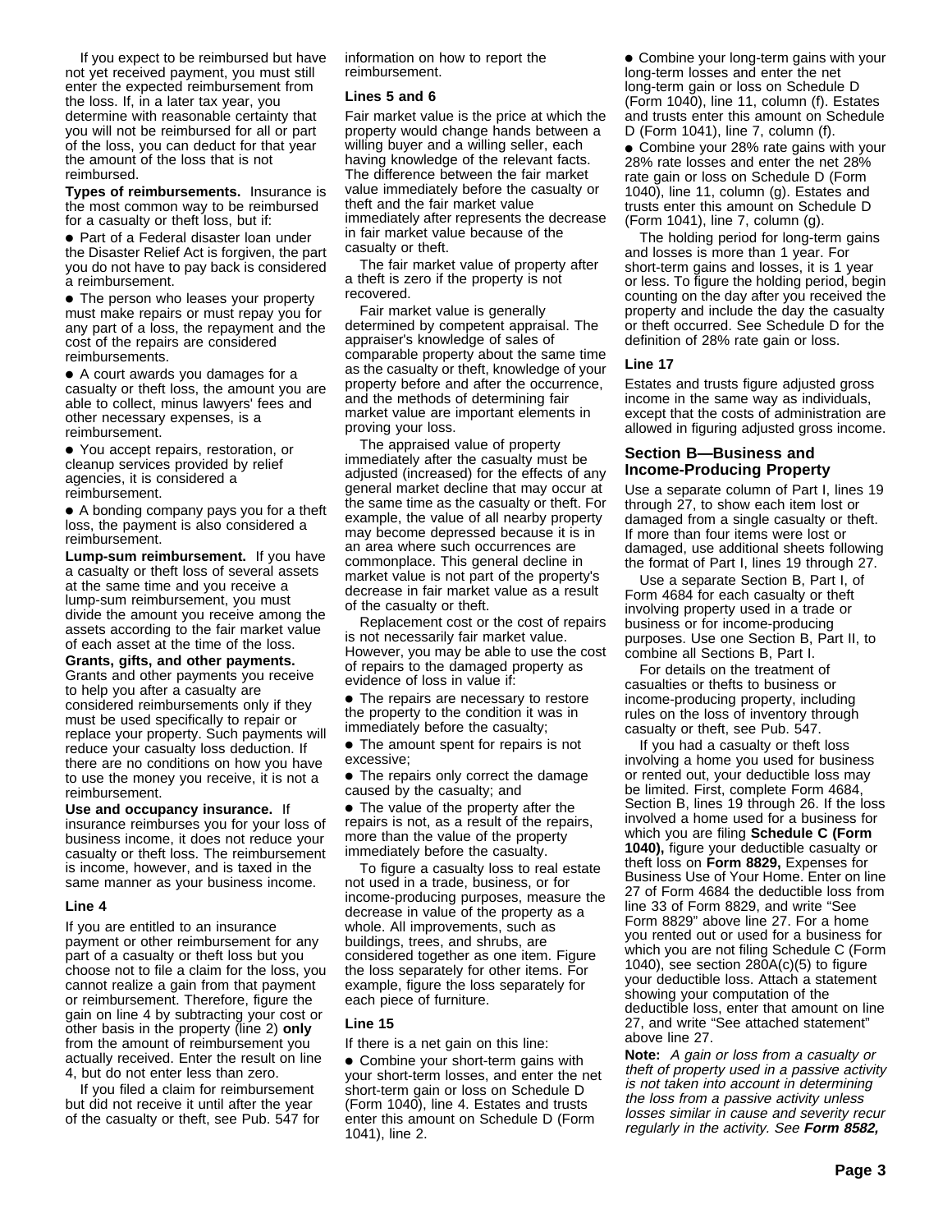If you expect to be reimbursed but have not yet received payment, you must still enter the expected reimbursement from the loss. If, in a later tax year, you determine with reasonable certainty that you will not be reimbursed for all or part of the loss, you can deduct for that year the amount of the loss that is not reimbursed.

**Types of reimbursements.** Insurance is the most common way to be reimbursed for a casualty or theft loss, but if:

- Part of a Federal disaster loan under the Disaster Relief Act is forgiven, the part you do not have to pay back is considered a reimbursement.
- The person who leases your property must make repairs or must repay you for any part of a loss, the repayment and the cost of the repairs are considered reimbursements.
- A court awards you damages for a casualty or theft loss, the amount you are able to collect, minus lawyers' fees and other necessary expenses, is a reimbursement.
- You accept repairs, restoration, or cleanup services provided by relief agencies, it is considered a reimbursement.
- A bonding company pays you for a theft loss, the payment is also considered a reimbursement.

**Lump-sum reimbursement.** If you have a casualty or theft loss of several assets at the same time and you receive a lump-sum reimbursement, you must divide the amount you receive among the assets according to the fair market value of each asset at the time of the loss.

**Grants, gifts, and other payments.** Grants and other payments you receive to help you after a casualty are considered reimbursements only if they must be used specifically to repair or replace your property. Such payments will reduce your casualty loss deduction. If there are no conditions on how you have to use the money you receive, it is not a reimbursement.

**Use and occupancy insurance.** If insurance reimburses you for your loss of business income, it does not reduce your casualty or theft loss. The reimbursement is income, however, and is taxed in the same manner as your business income.

### Line 4

If you are entitled to an insurance payment or other reimbursement for any part of a casualty or theft loss but you choose not to file a claim for the loss, you cannot realize a gain from that payment or reimbursement. Therefore, figure the gain on line 4 by subtracting your cost or other basis in the property (line 2) **only** from the amount of reimbursement you actually received. Enter the result on line 4, but do not enter less than zero.

If you filed a claim for reimbursement but did not receive it until after the year of the casualty or theft, see Pub. 547 for information on how to report the reimbursement.

### Lines 5 and 6

Fair market value is the price at which the property would change hands between a willing buyer and a willing seller, each having knowledge of the relevant facts. The difference between the fair market value immediately before the casualty or theft and the fair market value immediately after represents the decrease in fair market value because of the casualty or theft.

The fair market value of property after a theft is zero if the property is not recovered.

Fair market value is generally determined by competent appraisal. The appraiser's knowledge of sales of comparable property about the same time as the casualty or theft, knowledge of your property before and after the occurrence, and the methods of determining fair market value are important elements in proving your loss.

The appraised value of property immediately after the casualty must be adjusted (increased) for the effects of any general market decline that may occur at the same time as the casualty or theft. For example, the value of all nearby property may become depressed because it is in an area where such occurrences are commonplace. This general decline in market value is not part of the property's decrease in fair market value as a result of the casualty or theft.

Replacement cost or the cost of repairs is not necessarily fair market value. However, you may be able to use the cost of repairs to the damaged property as evidence of loss in value if:

- The repairs are necessary to restore the property to the condition it was in immediately before the casualty;
- The amount spent for repairs is not excessive;
- The repairs only correct the damage caused by the casualty; and
- The value of the property after the repairs is not, as a result of the repairs, more than the value of the property immediately before the casualty.

To figure a casualty loss to real estate not used in a trade, business, or for income-producing purposes, measure the decrease in value of the property as a whole. All improvements, such as buildings, trees, and shrubs, are considered together as one item. Figure the loss separately for other items. For example, figure the loss separately for each piece of furniture.

### Line 15

If there is a net gain on this line:

- Combine your short-term gains with your short-term losses, and enter the net short-term gain or loss on Schedule D (Form 1040), line 4. Estates and trusts enter this amount on Schedule D (Form 1041), line 2.
- Combine your long-term gains with your long-term losses and enter the net long-term gain or loss on Schedule D (Form 1040), line 11, column (f). Estates and trusts enter this amount on Schedule D (Form 1041), line 7, column (f).
- Combine your 28% rate gains with your 28% rate losses and enter the net 28% rate gain or loss on Schedule D (Form 1040), line 11, column (g). Estates and trusts enter this amount on Schedule D (Form 1041), line 7, column (g).

The holding period for long-term gains and losses is more than 1 year. For short-term gains and losses, it is 1 year or less. To figure the holding period, begin counting on the day after you received the property and include the day the casualty or theft occurred. See Schedule D for the definition of 28% rate gain or loss.

### Line 17

Estates and trusts figure adjusted gross income in the same way as individuals, except that the costs of administration are allowed in figuring adjusted gross income.

## Section B—Business and Income-Producing Property

Use a separate column of Part I, lines 19 through 27, to show each item lost or damaged from a single casualty or theft. If more than four items were lost or damaged, use additional sheets following the format of Part I, lines 19 through 27.

Use a separate Section B, Part I, of Form 4684 for each casualty or theft involving property used in a trade or business or for income-producing purposes. Use one Section B, Part II, to combine all Sections B, Part I.

For details on the treatment of casualties or thefts to business or income-producing property, including rules on the loss of inventory through casualty or theft, see Pub. 547.

If you had a casualty or theft loss involving a home you used for business or rented out, your deductible loss may be limited. First, complete Form 4684, Section B, lines 19 through 26. If the loss involved a home used for a business for which you are filing **Schedule C (Form 1040),** figure your deductible casualty or theft loss on **Form 8829,** Expenses for Business Use of Your Home. Enter on line 27 of Form 4684 the deductible loss from line 33 of Form 8829, and write "See Form 8829" above line 27. For a home you rented out or used for a business for which you are not filing Schedule C (Form 1040), see section 280A(c)(5) to figure your deductible loss. Attach a statement showing your computation of the deductible loss, enter that amount on line 27, and write "See attached statement" above line 27.

**Note:** *A gain or loss from a casualty or theft of property used in a passive activity is not taken into account in determining the loss from a passive activity unless losses similar in cause and severity recur regularly in the activity. See* ***Form 8582,***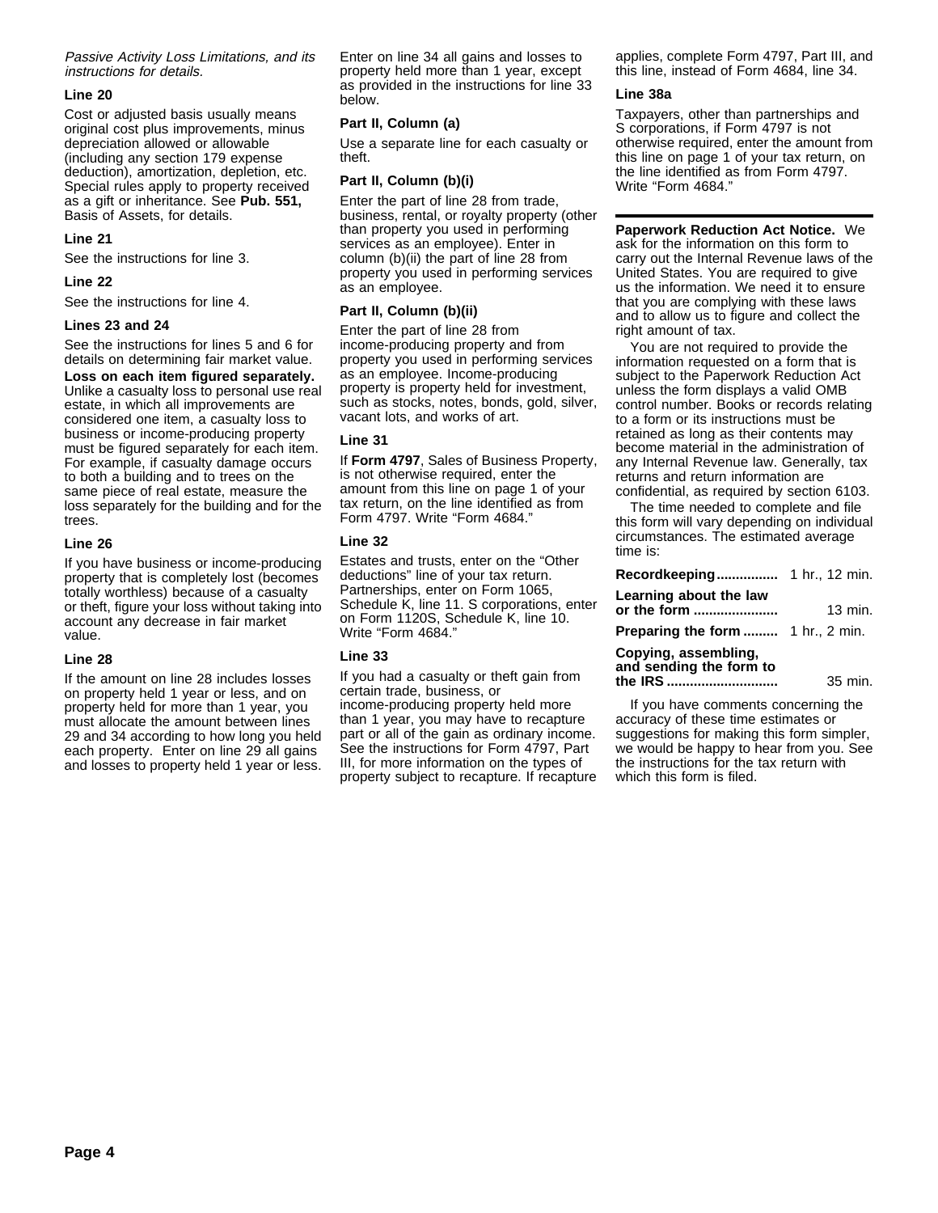*Passive Activity Loss Limitations, and its instructions for details.*

### Line 20

Cost or adjusted basis usually means original cost plus improvements, minus depreciation allowed or allowable (including any section 179 expense deduction), amortization, depletion, etc. Special rules apply to property received as a gift or inheritance. See **Pub. 551,** Basis of Assets, for details.

### Line 21

See the instructions for line 3.

### Line 22

See the instructions for line 4.

### Lines 23 and 24

See the instructions for lines 5 and 6 for details on determining fair market value.

**Loss on each item figured separately.** Unlike a casualty loss to personal use real estate, in which all improvements are considered one item, a casualty loss to business or income-producing property must be figured separately for each item. For example, if casualty damage occurs to both a building and to trees on the same piece of real estate, measure the loss separately for the building and for the trees.

### Line 26

If you have business or income-producing property that is completely lost (becomes totally worthless) because of a casualty or theft, figure your loss without taking into account any decrease in fair market value.

### Line 28

If the amount on line 28 includes losses on property held 1 year or less, and on property held for more than 1 year, you must allocate the amount between lines 29 and 34 according to how long you held each property. Enter on line 29 all gains and losses to property held 1 year or less. Enter on line 34 all gains and losses to property held more than 1 year, except as provided in the instructions for line 33 below.

### Part II, Column (a)

Use a separate line for each casualty or theft.

### Part II, Column (b)(i)

Enter the part of line 28 from trade, business, rental, or royalty property (other than property you used in performing services as an employee). Enter in column (b)(ii) the part of line 28 from property you used in performing services as an employee.

### Part II, Column (b)(ii)

Enter the part of line 28 from income-producing property and from property you used in performing services as an employee. Income-producing property is property held for investment, such as stocks, notes, bonds, gold, silver, vacant lots, and works of art.

### Line 31

If **Form 4797**, Sales of Business Property, is not otherwise required, enter the amount from this line on page 1 of your tax return, on the line identified as from Form 4797. Write “Form 4684.”

### Line 32

Estates and trusts, enter on the “Other deductions” line of your tax return. Partnerships, enter on Form 1065, Schedule K, line 11. S corporations, enter on Form 1120S, Schedule K, line 10. Write “Form 4684.”

### Line 33

If you had a casualty or theft gain from certain trade, business, or income-producing property held more than 1 year, you may have to recapture part or all of the gain as ordinary income. See the instructions for Form 4797, Part III, for more information on the types of property subject to recapture. If recapture applies, complete Form 4797, Part III, and this line, instead of Form 4684, line 34.

### Line 38a

Taxpayers, other than partnerships and S corporations, if Form 4797 is not otherwise required, enter the amount from this line on page 1 of your tax return, on the line identified as from Form 4797. Write “Form 4684.”

---

**Paperwork Reduction Act Notice.** We ask for the information on this form to carry out the Internal Revenue laws of the United States. You are required to give us the information. We need it to ensure that you are complying with these laws and to allow us to figure and collect the right amount of tax.

You are not required to provide the information requested on a form that is subject to the Paperwork Reduction Act unless the form displays a valid OMB control number. Books or records relating to a form or its instructions must be retained as long as their contents may become material in the administration of any Internal Revenue law. Generally, tax returns and return information are confidential, as required by section 6103.

The time needed to complete and file this form will vary depending on individual circumstances. The estimated average time is:

| | |
|---|---|
| **Recordkeeping** | 1 hr., 12 min. |
| **Learning about the law or the form** | 13 min. |
| **Preparing the form** | 1 hr., 2 min. |
| **Copying, assembling, and sending the form to the IRS** | 35 min. |

If you have comments concerning the accuracy of these time estimates or suggestions for making this form simpler, we would be happy to hear from you. See the instructions for the tax return with which this form is filed.